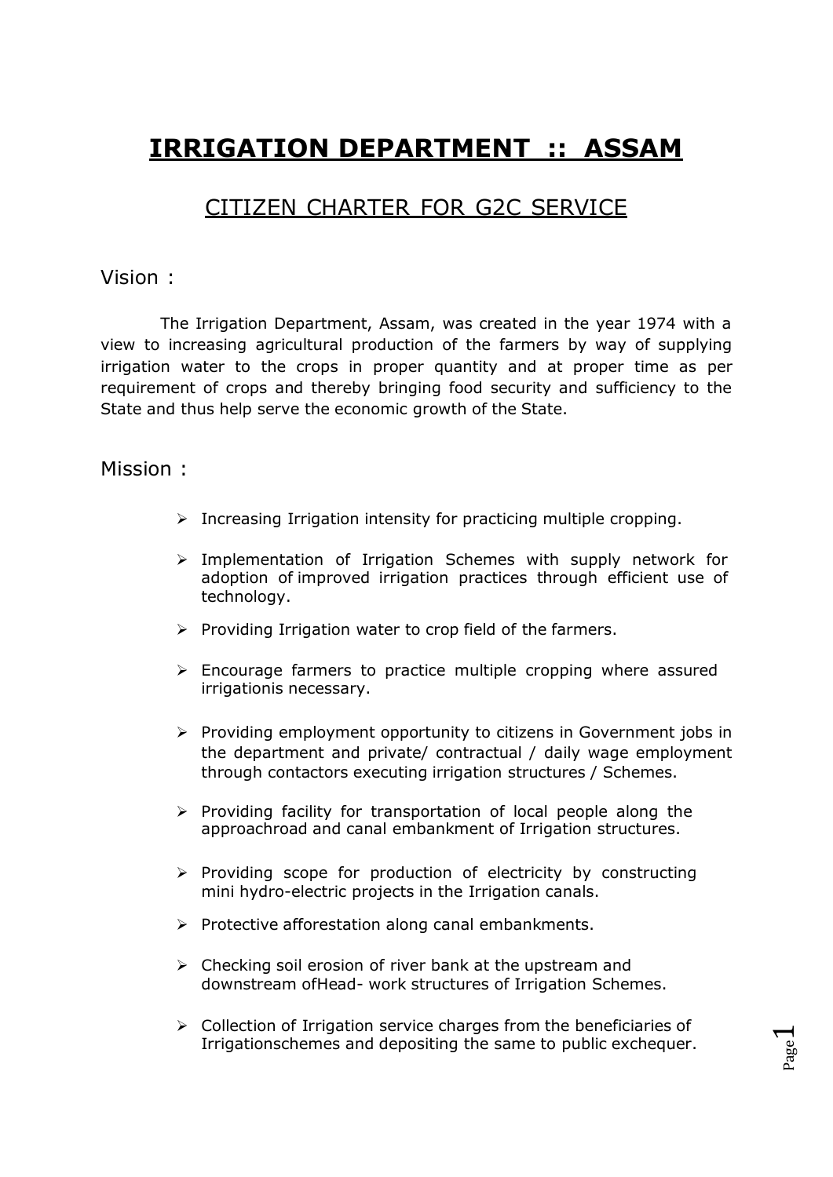# IRRIGATION DEPARTMENT :: ASSAM

## CITIZEN CHARTER FOR G2C SERVICE

### Vision :

The Irrigation Department, Assam, was created in the year 1974 with a view to increasing agricultural production of the farmers by way of supplying irrigation water to the crops in proper quantity and at proper time as per requirement of crops and thereby bringing food security and sufficiency to the State and thus help serve the economic growth of the State.

### Mission :

- Increasing Irrigation intensity for practicing multiple cropping.
- Implementation of Irrigation Schemes with supply network for adoption of improved irrigation practices through efficient use of technology.
- Providing Irrigation water to crop field of the farmers.
- Encourage farmers to practice multiple cropping where assured irrigationis necessary.
- Providing employment opportunity to citizens in Government jobs in the department and private/ contractual / daily wage employment through contactors executing irrigation structures / Schemes.
- Providing facility for transportation of local people along the approachroad and canal embankment of Irrigation structures.
- Providing scope for production of electricity by constructing mini hydro-electric projects in the Irrigation canals.
- Protective afforestation along canal embankments.
- Checking soil erosion of river bank at the upstream and downstream ofHead- work structures of Irrigation Schemes.
- Collection of Irrigation service charges from the beneficiaries of Irrigationschemes and depositing the same to public exchequer.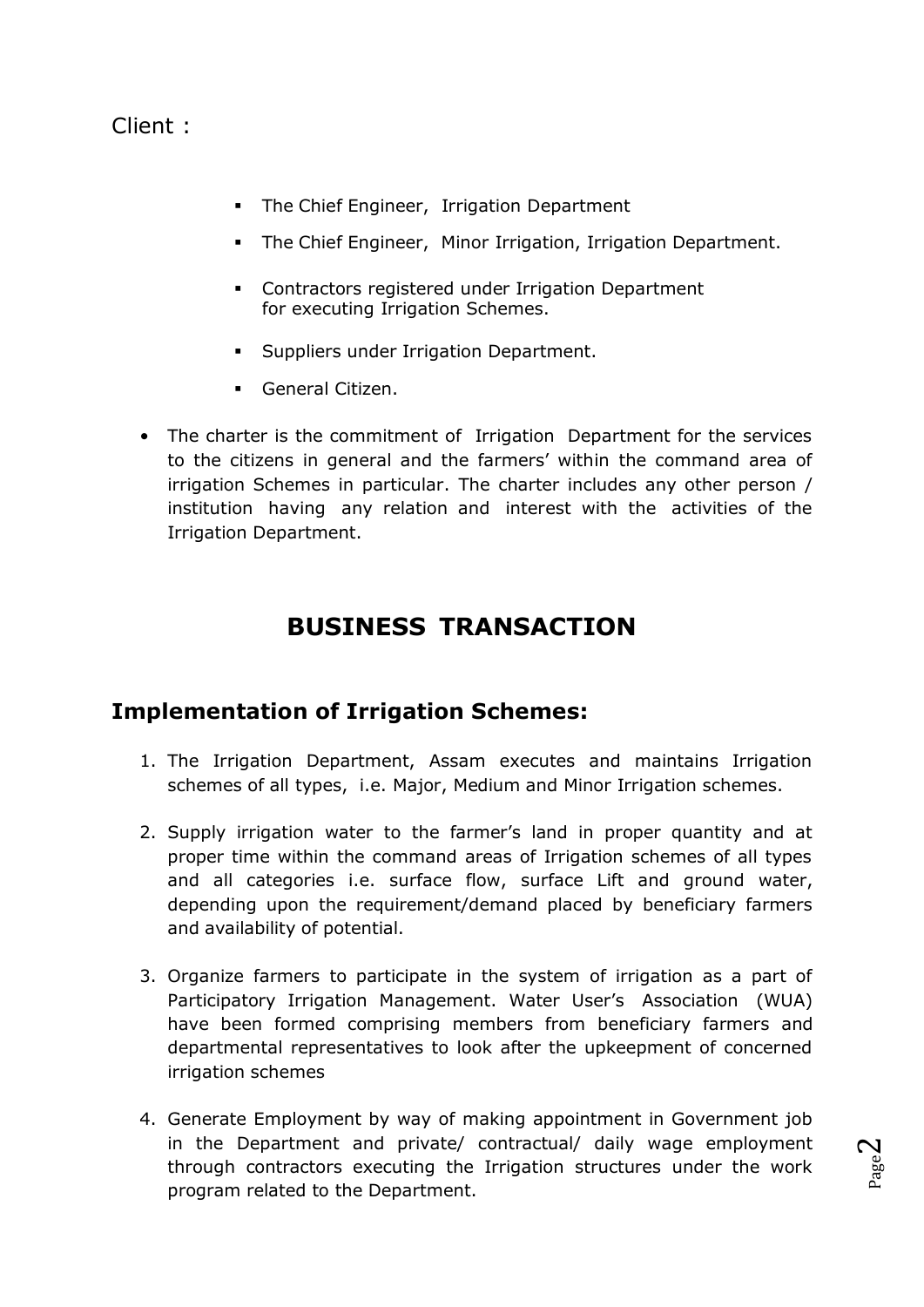Client :

- The Chief Engineer,  Irrigation Department
- The Chief Engineer,  Minor Irrigation, Irrigation Department.
- Contractors registered under Irrigation Department for executing Irrigation Schemes.
- Suppliers under Irrigation Department.
- General Citizen.

- The charter is the commitment of Irrigation Department for the services to the citizens in general and the farmers' within the command area of irrigation Schemes in particular. The charter includes any other person / institution having any relation and interest with the activities of the Irrigation Department.

# BUSINESS TRANSACTION

## Implementation of Irrigation Schemes:

1. The Irrigation Department, Assam executes and maintains Irrigation schemes of all types, i.e. Major, Medium and Minor Irrigation schemes.
2. Supply irrigation water to the farmer's land in proper quantity and at proper time within the command areas of Irrigation schemes of all types and all categories i.e. surface flow, surface Lift and ground water, depending upon the requirement/demand placed by beneficiary farmers and availability of potential.
3. Organize farmers to participate in the system of irrigation as a part of Participatory Irrigation Management. Water User's Association (WUA) have been formed comprising members from beneficiary farmers and departmental representatives to look after the upkeepment of concerned irrigation schemes
4. Generate Employment by way of making appointment in Government job in the Department and private/ contractual/ daily wage employment through contractors executing the Irrigation structures under the work program related to the Department.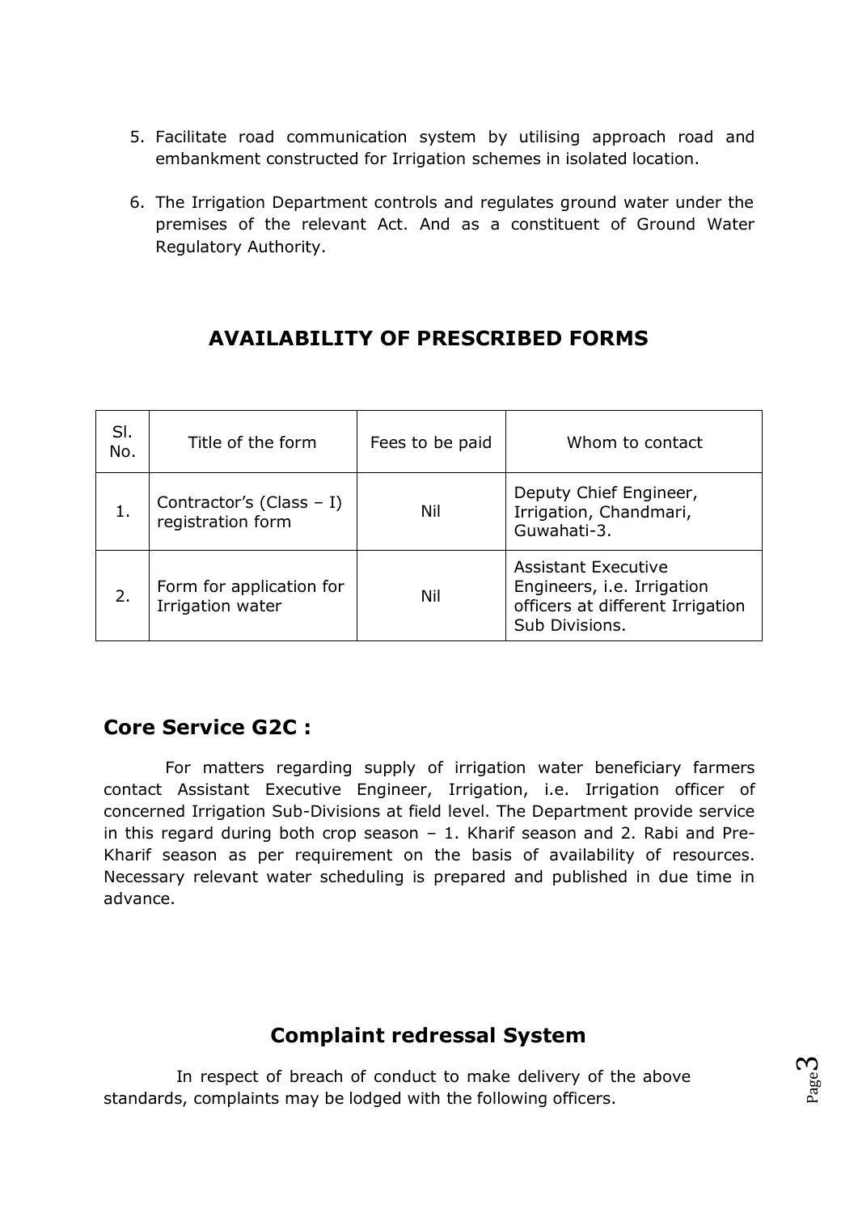5. Facilitate road communication system by utilising approach road and embankment constructed for Irrigation schemes in isolated location.

6. The Irrigation Department controls and regulates ground water under the premises of the relevant Act. And as a constituent of Ground Water Regulatory Authority.

## AVAILABILITY OF PRESCRIBED FORMS

| Sl. No. | Title of the form | Fees to be paid | Whom to contact |
|---|---|---|---|
| 1. | Contractor's (Class – I) registration form | Nil | Deputy Chief Engineer, Irrigation, Chandmari, Guwahati-3. |
| 2. | Form for application for Irrigation water | Nil | Assistant Executive Engineers, i.e. Irrigation officers at different Irrigation Sub Divisions. |

## Core Service G2C :

For matters regarding supply of irrigation water beneficiary farmers contact Assistant Executive Engineer, Irrigation, i.e. Irrigation officer of concerned Irrigation Sub-Divisions at field level. The Department provide service in this regard during both crop season – 1. Kharif season and 2. Rabi and Pre-Kharif season as per requirement on the basis of availability of resources. Necessary relevant water scheduling is prepared and published in due time in advance.

## Complaint redressal System

In respect of breach of conduct to make delivery of the above standards, complaints may be lodged with the following officers.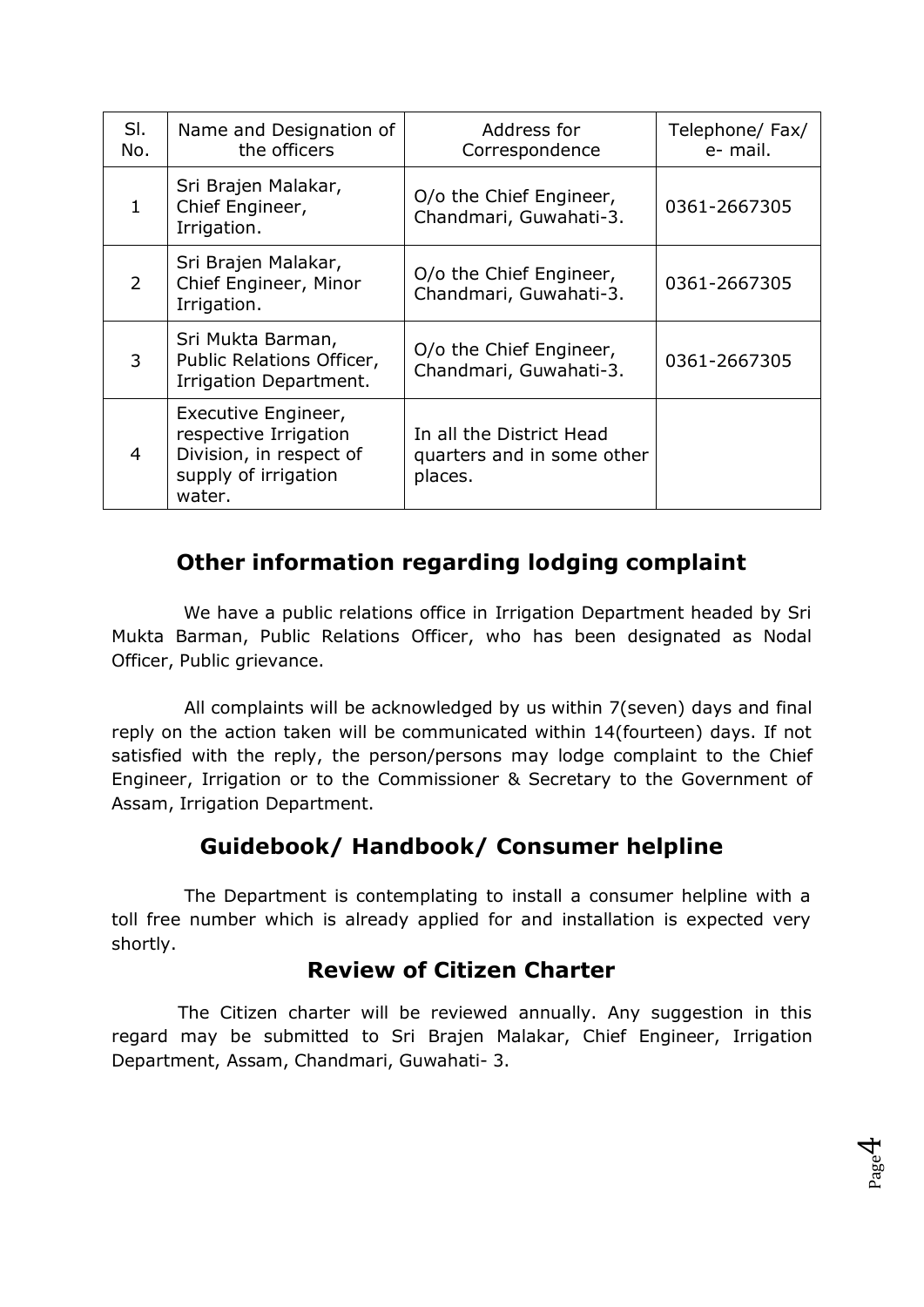| Sl. No. | Name and Designation of the officers | Address for Correspondence | Telephone/ Fax/ e- mail. |
| --- | --- | --- | --- |
| 1 | Sri Brajen Malakar, Chief Engineer, Irrigation. | O/o the Chief Engineer, Chandmari, Guwahati-3. | 0361-2667305 |
| 2 | Sri Brajen Malakar, Chief Engineer, Minor Irrigation. | O/o the Chief Engineer, Chandmari, Guwahati-3. | 0361-2667305 |
| 3 | Sri Mukta Barman, Public Relations Officer, Irrigation Department. | O/o the Chief Engineer, Chandmari, Guwahati-3. | 0361-2667305 |
| 4 | Executive Engineer, respective Irrigation Division, in respect of supply of irrigation water. | In all the District Head quarters and in some other places. | |

## Other information regarding lodging complaint

We have a public relations office in Irrigation Department headed by Sri Mukta Barman, Public Relations Officer, who has been designated as Nodal Officer, Public grievance.

All complaints will be acknowledged by us within 7(seven) days and final reply on the action taken will be communicated within 14(fourteen) days. If not satisfied with the reply, the person/persons may lodge complaint to the Chief Engineer, Irrigation or to the Commissioner & Secretary to the Government of Assam, Irrigation Department.

## Guidebook/ Handbook/ Consumer helpline

The Department is contemplating to install a consumer helpline with a toll free number which is already applied for and installation is expected very shortly.

## Review of Citizen Charter

The Citizen charter will be reviewed annually. Any suggestion in this regard may be submitted to Sri Brajen Malakar, Chief Engineer, Irrigation Department, Assam, Chandmari, Guwahati- 3.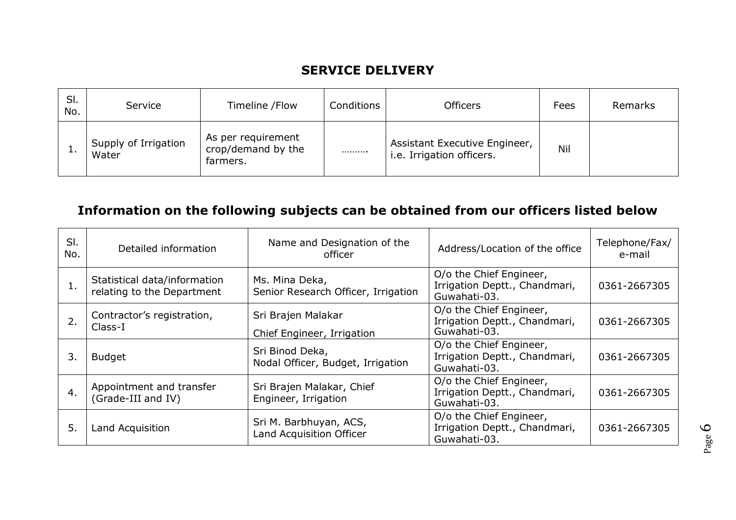## SERVICE DELIVERY

| Sl. No. | Service | Timeline /Flow | Conditions | Officers | Fees | Remarks |
|---|---|---|---|---|---|---|
| 1. | Supply of Irrigation Water | As per requirement crop/demand by the farmers. | ………. | Assistant Executive Engineer, i.e. Irrigation officers. | Nil | |

## Information on the following subjects can be obtained from our officers listed below

| Sl. No. | Detailed information | Name and Designation of the officer | Address/Location of the office | Telephone/Fax/ e-mail |
|---|---|---|---|---|
| 1. | Statistical data/information relating to the Department | Ms. Mina Deka, Senior Research Officer, Irrigation | O/o the Chief Engineer, Irrigation Deptt., Chandmari, Guwahati-03. | 0361-2667305 |
| 2. | Contractor's registration, Class-I | Sri Brajen Malakar Chief Engineer, Irrigation | O/o the Chief Engineer, Irrigation Deptt., Chandmari, Guwahati-03. | 0361-2667305 |
| 3. | Budget | Sri Binod Deka, Nodal Officer, Budget, Irrigation | O/o the Chief Engineer, Irrigation Deptt., Chandmari, Guwahati-03. | 0361-2667305 |
| 4. | Appointment and transfer (Grade-III and IV) | Sri Brajen Malakar, Chief Engineer, Irrigation | O/o the Chief Engineer, Irrigation Deptt., Chandmari, Guwahati-03. | 0361-2667305 |
| 5. | Land Acquisition | Sri M. Barbhuyan, ACS, Land Acquisition Officer | O/o the Chief Engineer, Irrigation Deptt., Chandmari, Guwahati-03. | 0361-2667305 |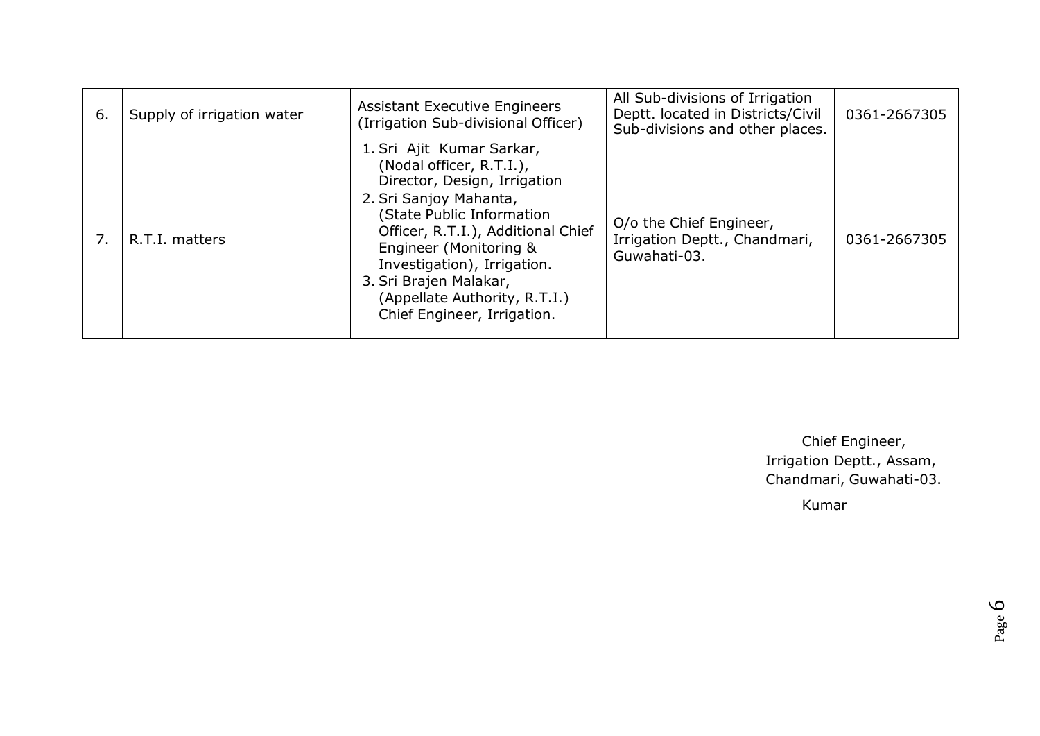| | | | | |
|---|---|---|---|---|
| 6. | Supply of irrigation water | Assistant Executive Engineers (Irrigation Sub-divisional Officer) | All Sub-divisions of Irrigation Deptt. located in Districts/Civil Sub-divisions and other places. | 0361-2667305 |
| 7. | R.T.I. matters | 1. Sri Ajit Kumar Sarkar, (Nodal officer, R.T.I.), Director, Design, Irrigation<br>2. Sri Sanjoy Mahanta, (State Public Information Officer, R.T.I.), Additional Chief Engineer (Monitoring & Investigation), Irrigation.<br>3. Sri Brajen Malakar, (Appellate Authority, R.T.I.) Chief Engineer, Irrigation. | O/o the Chief Engineer, Irrigation Deptt., Chandmari, Guwahati-03. | 0361-2667305 |

Chief Engineer,
Irrigation Deptt., Assam,
Chandmari, Guwahati-03.

Kumar